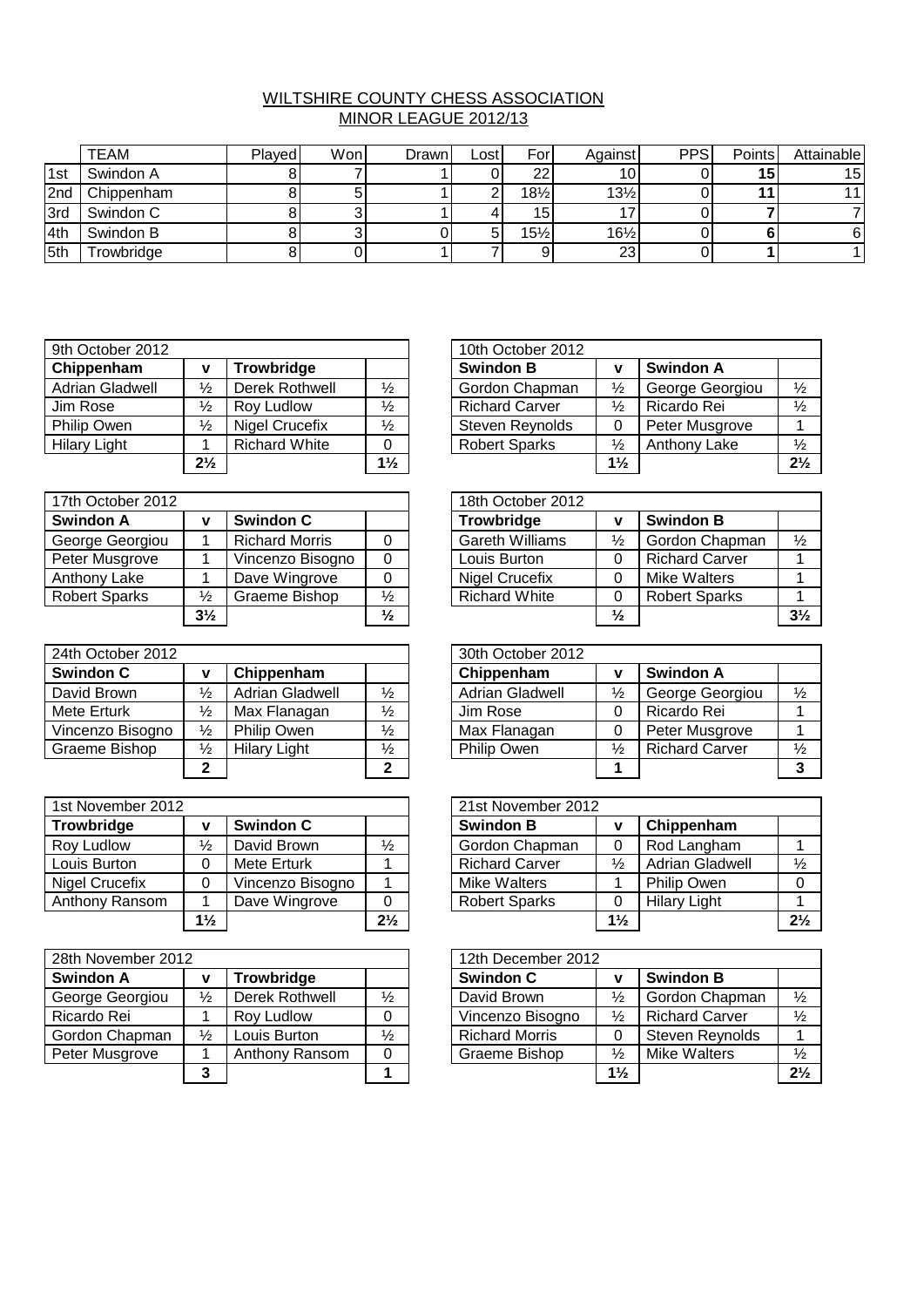# WILTSHIRE COUNTY CHESS ASSOCIATION

## MINOR LEAGUE 2012/13

| | TEAM | Played | Won | Drawn | Lost | For | Against | PPS | Points | Attainable |
|---|---|---|---|---|---|---|---|---|---|---|
| 1st | Swindon A | 8 | 7 | 1 | 0 | 22 | 10 | 0 | **15** | 15 |
| 2nd | Chippenham | 8 | 5 | 1 | 2 | 18½ | 13½ | 0 | **11** | 11 |
| 3rd | Swindon C | 8 | 3 | 1 | 4 | 15 | 17 | 0 | **7** | 7 |
| 4th | Swindon B | 8 | 3 | 0 | 5 | 15½ | 16½ | 0 | **6** | 6 |
| 5th | Trowbridge | 8 | 0 | 1 | 7 | 9 | 23 | 0 | **1** | 1 |

| 9th October 2012 | | | |
|---|---|---|---|
| **Chippenham** | **v** | **Trowbridge** | |
| Adrian Gladwell | ½ | Derek Rothwell | ½ |
| Jim Rose | ½ | Roy Ludlow | ½ |
| Philip Owen | ½ | Nigel Crucefix | ½ |
| Hilary Light | 1 | Richard White | 0 |
| | **2½** | | **1½** |

| 10th October 2012 | | | |
|---|---|---|---|
| **Swindon B** | **v** | **Swindon A** | |
| Gordon Chapman | ½ | George Georgiou | ½ |
| Richard Carver | ½ | Ricardo Rei | ½ |
| Steven Reynolds | 0 | Peter Musgrove | 1 |
| Robert Sparks | ½ | Anthony Lake | ½ |
| | **1½** | | **2½** |

| 17th October 2012 | | | |
|---|---|---|---|
| **Swindon A** | **v** | **Swindon C** | |
| George Georgiou | 1 | Richard Morris | 0 |
| Peter Musgrove | 1 | Vincenzo Bisogno | 0 |
| Anthony Lake | 1 | Dave Wingrove | 0 |
| Robert Sparks | ½ | Graeme Bishop | ½ |
| | **3½** | | **½** |

| 18th October 2012 | | | |
|---|---|---|---|
| **Trowbridge** | **v** | **Swindon B** | |
| Gareth Williams | ½ | Gordon Chapman | ½ |
| Louis Burton | 0 | Richard Carver | 1 |
| Nigel Crucefix | 0 | Mike Walters | 1 |
| Richard White | 0 | Robert Sparks | 1 |
| | **½** | | **3½** |

| 24th October 2012 | | | |
|---|---|---|---|
| **Swindon C** | **v** | **Chippenham** | |
| David Brown | ½ | Adrian Gladwell | ½ |
| Mete Erturk | ½ | Max Flanagan | ½ |
| Vincenzo Bisogno | ½ | Philip Owen | ½ |
| Graeme Bishop | ½ | Hilary Light | ½ |
| | **2** | | **2** |

| 30th October 2012 | | | |
|---|---|---|---|
| **Chippenham** | **v** | **Swindon A** | |
| Adrian Gladwell | ½ | George Georgiou | ½ |
| Jim Rose | 0 | Ricardo Rei | 1 |
| Max Flanagan | 0 | Peter Musgrove | 1 |
| Philip Owen | ½ | Richard Carver | ½ |
| | **1** | | **3** |

| 1st November 2012 | | | |
|---|---|---|---|
| **Trowbridge** | **v** | **Swindon C** | |
| Roy Ludlow | ½ | David Brown | ½ |
| Louis Burton | 0 | Mete Erturk | 1 |
| Nigel Crucefix | 0 | Vincenzo Bisogno | 1 |
| Anthony Ransom | 1 | Dave Wingrove | 0 |
| | **1½** | | **2½** |

| 21st November 2012 | | | |
|---|---|---|---|
| **Swindon B** | **v** | **Chippenham** | |
| Gordon Chapman | 0 | Rod Langham | 1 |
| Richard Carver | ½ | Adrian Gladwell | ½ |
| Mike Walters | 1 | Philip Owen | 0 |
| Robert Sparks | 0 | Hilary Light | 1 |
| | **1½** | | **2½** |

| 28th November 2012 | | | |
|---|---|---|---|
| **Swindon A** | **v** | **Trowbridge** | |
| George Georgiou | ½ | Derek Rothwell | ½ |
| Ricardo Rei | 1 | Roy Ludlow | 0 |
| Gordon Chapman | ½ | Louis Burton | ½ |
| Peter Musgrove | 1 | Anthony Ransom | 0 |
| | **3** | | **1** |

| 12th December 2012 | | | |
|---|---|---|---|
| **Swindon C** | **v** | **Swindon B** | |
| David Brown | ½ | Gordon Chapman | ½ |
| Vincenzo Bisogno | ½ | Richard Carver | ½ |
| Richard Morris | 0 | Steven Reynolds | 1 |
| Graeme Bishop | ½ | Mike Walters | ½ |
| | **1½** | | **2½** |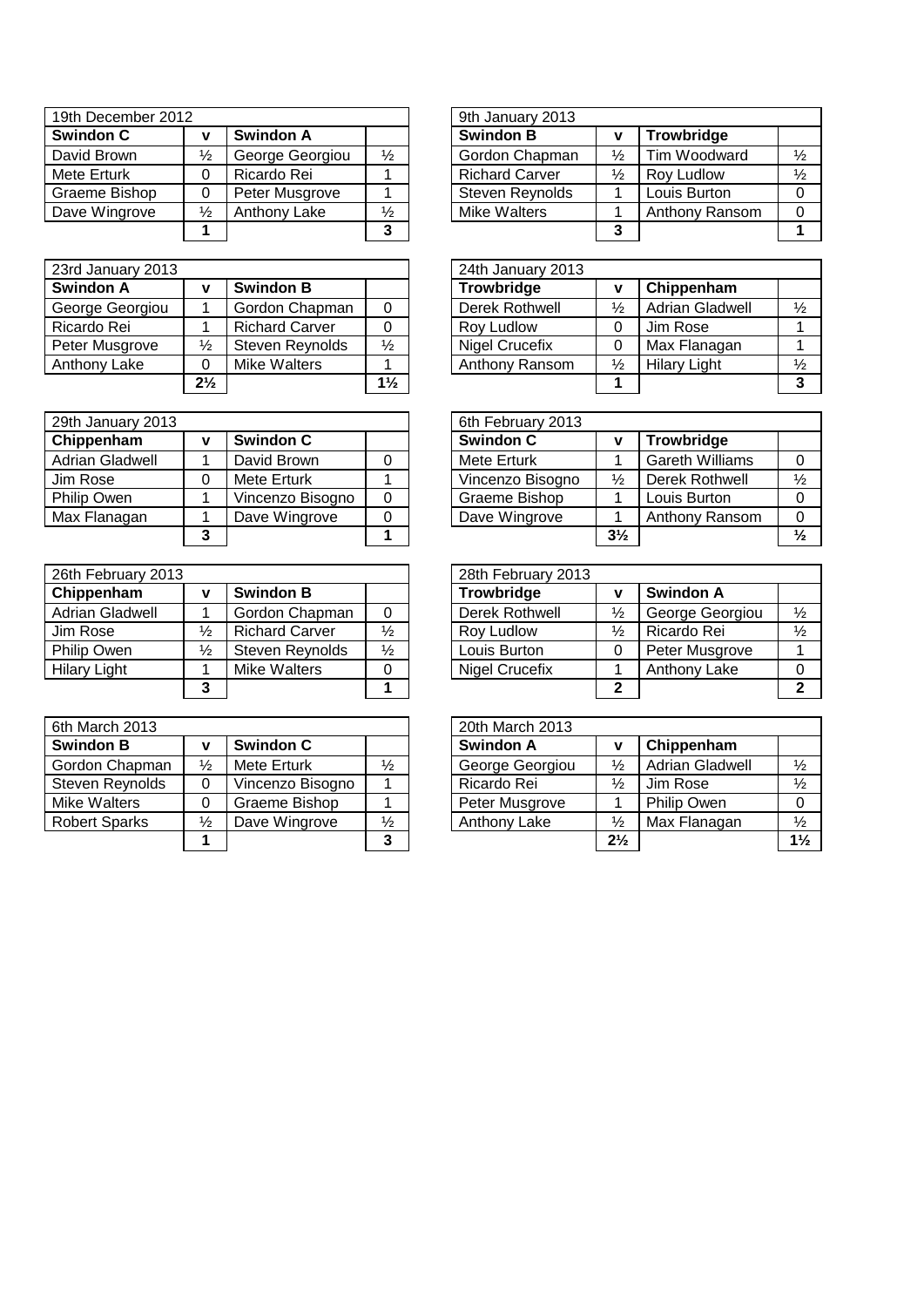| 19th December 2012 | | | |
| --- | --- | --- | --- |
| **Swindon C** | **v** | **Swindon A** | |
| David Brown | ½ | George Georgiou | ½ |
| Mete Erturk | 0 | Ricardo Rei | 1 |
| Graeme Bishop | 0 | Peter Musgrove | 1 |
| Dave Wingrove | ½ | Anthony Lake | ½ |
| | **1** | | **3** |

| 9th January 2013 | | | |
| --- | --- | --- | --- |
| **Swindon B** | **v** | **Trowbridge** | |
| Gordon Chapman | ½ | Tim Woodward | ½ |
| Richard Carver | ½ | Roy Ludlow | ½ |
| Steven Reynolds | 1 | Louis Burton | 0 |
| Mike Walters | 1 | Anthony Ransom | 0 |
| | **3** | | **1** |

| 23rd January 2013 | | | |
| --- | --- | --- | --- |
| **Swindon A** | **v** | **Swindon B** | |
| George Georgiou | 1 | Gordon Chapman | 0 |
| Ricardo Rei | 1 | Richard Carver | 0 |
| Peter Musgrove | ½ | Steven Reynolds | ½ |
| Anthony Lake | 0 | Mike Walters | 1 |
| | **2½** | | **1½** |

| 24th January 2013 | | | |
| --- | --- | --- | --- |
| **Trowbridge** | **v** | **Chippenham** | |
| Derek Rothwell | ½ | Adrian Gladwell | ½ |
| Roy Ludlow | 0 | Jim Rose | 1 |
| Nigel Crucefix | 0 | Max Flanagan | 1 |
| Anthony Ransom | ½ | Hilary Light | ½ |
| | **1** | | **3** |

| 29th January 2013 | | | |
| --- | --- | --- | --- |
| **Chippenham** | **v** | **Swindon C** | |
| Adrian Gladwell | 1 | David Brown | 0 |
| Jim Rose | 0 | Mete Erturk | 1 |
| Philip Owen | 1 | Vincenzo Bisogno | 0 |
| Max Flanagan | 1 | Dave Wingrove | 0 |
| | **3** | | **1** |

| 6th February 2013 | | | |
| --- | --- | --- | --- |
| **Swindon C** | **v** | **Trowbridge** | |
| Mete Erturk | 1 | Gareth Williams | 0 |
| Vincenzo Bisogno | ½ | Derek Rothwell | ½ |
| Graeme Bishop | 1 | Louis Burton | 0 |
| Dave Wingrove | 1 | Anthony Ransom | 0 |
| | **3½** | | **½** |

| 26th February 2013 | | | |
| --- | --- | --- | --- |
| **Chippenham** | **v** | **Swindon B** | |
| Adrian Gladwell | 1 | Gordon Chapman | 0 |
| Jim Rose | ½ | Richard Carver | ½ |
| Philip Owen | ½ | Steven Reynolds | ½ |
| Hilary Light | 1 | Mike Walters | 0 |
| | **3** | | **1** |

| 28th February 2013 | | | |
| --- | --- | --- | --- |
| **Trowbridge** | **v** | **Swindon A** | |
| Derek Rothwell | ½ | George Georgiou | ½ |
| Roy Ludlow | ½ | Ricardo Rei | ½ |
| Louis Burton | 0 | Peter Musgrove | 1 |
| Nigel Crucefix | 1 | Anthony Lake | 0 |
| | **2** | | **2** |

| 6th March 2013 | | | |
| --- | --- | --- | --- |
| **Swindon B** | **v** | **Swindon C** | |
| Gordon Chapman | ½ | Mete Erturk | ½ |
| Steven Reynolds | 0 | Vincenzo Bisogno | 1 |
| Mike Walters | 0 | Graeme Bishop | 1 |
| Robert Sparks | ½ | Dave Wingrove | ½ |
| | **1** | | **3** |

| 20th March 2013 | | | |
| --- | --- | --- | --- |
| **Swindon A** | **v** | **Chippenham** | |
| George Georgiou | ½ | Adrian Gladwell | ½ |
| Ricardo Rei | ½ | Jim Rose | ½ |
| Peter Musgrove | 1 | Philip Owen | 0 |
| Anthony Lake | ½ | Max Flanagan | ½ |
| | **2½** | | **1½** |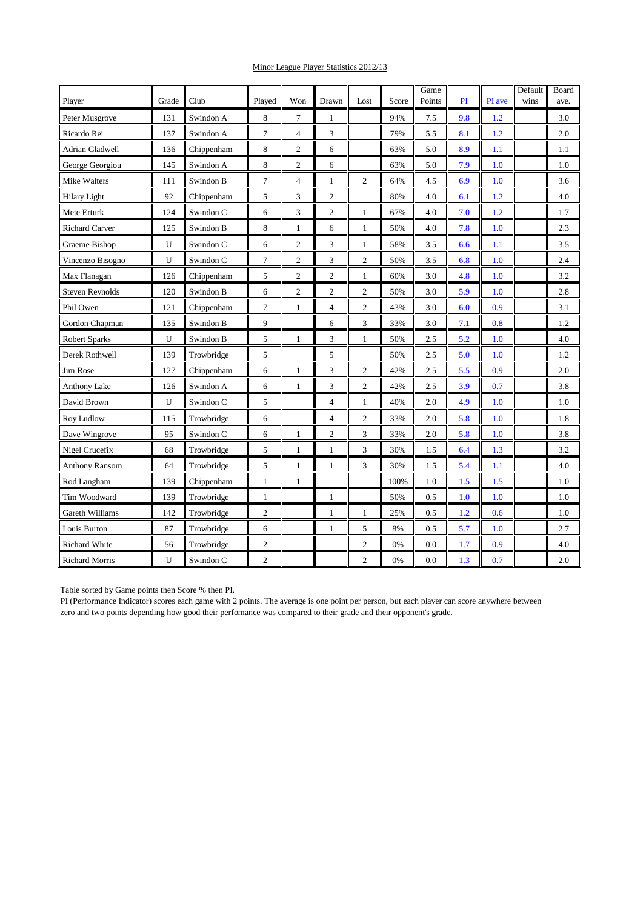Minor League Player Statistics 2012/13

| Player | Grade | Club | Played | Won | Drawn | Lost | Score | Game Points | PI | PI ave | Default wins | Board ave. |
|---|---|---|---|---|---|---|---|---|---|---|---|---|
| Peter Musgrove | 131 | Swindon A | 8 | 7 | 1 | | 94% | 7.5 | 9.8 | 1.2 | | 3.0 |
| Ricardo Rei | 137 | Swindon A | 7 | 4 | 3 | | 79% | 5.5 | 8.1 | 1.2 | | 2.0 |
| Adrian Gladwell | 136 | Chippenham | 8 | 2 | 6 | | 63% | 5.0 | 8.9 | 1.1 | | 1.1 |
| George Georgiou | 145 | Swindon A | 8 | 2 | 6 | | 63% | 5.0 | 7.9 | 1.0 | | 1.0 |
| Mike Walters | 111 | Swindon B | 7 | 4 | 1 | 2 | 64% | 4.5 | 6.9 | 1.0 | | 3.6 |
| Hilary Light | 92 | Chippenham | 5 | 3 | 2 | | 80% | 4.0 | 6.1 | 1.2 | | 4.0 |
| Mete Erturk | 124 | Swindon C | 6 | 3 | 2 | 1 | 67% | 4.0 | 7.0 | 1.2 | | 1.7 |
| Richard Carver | 125 | Swindon B | 8 | 1 | 6 | 1 | 50% | 4.0 | 7.8 | 1.0 | | 2.3 |
| Graeme Bishop | U | Swindon C | 6 | 2 | 3 | 1 | 58% | 3.5 | 6.6 | 1.1 | | 3.5 |
| Vincenzo Bisogno | U | Swindon C | 7 | 2 | 3 | 2 | 50% | 3.5 | 6.8 | 1.0 | | 2.4 |
| Max Flanagan | 126 | Chippenham | 5 | 2 | 2 | 1 | 60% | 3.0 | 4.8 | 1.0 | | 3.2 |
| Steven Reynolds | 120 | Swindon B | 6 | 2 | 2 | 2 | 50% | 3.0 | 5.9 | 1.0 | | 2.8 |
| Phil Owen | 121 | Chippenham | 7 | 1 | 4 | 2 | 43% | 3.0 | 6.0 | 0.9 | | 3.1 |
| Gordon Chapman | 135 | Swindon B | 9 | | 6 | 3 | 33% | 3.0 | 7.1 | 0.8 | | 1.2 |
| Robert Sparks | U | Swindon B | 5 | 1 | 3 | 1 | 50% | 2.5 | 5.2 | 1.0 | | 4.0 |
| Derek Rothwell | 139 | Trowbridge | 5 | | 5 | | 50% | 2.5 | 5.0 | 1.0 | | 1.2 |
| Jim Rose | 127 | Chippenham | 6 | 1 | 3 | 2 | 42% | 2.5 | 5.5 | 0.9 | | 2.0 |
| Anthony Lake | 126 | Swindon A | 6 | 1 | 3 | 2 | 42% | 2.5 | 3.9 | 0.7 | | 3.8 |
| David Brown | U | Swindon C | 5 | | 4 | 1 | 40% | 2.0 | 4.9 | 1.0 | | 1.0 |
| Roy Ludlow | 115 | Trowbridge | 6 | | 4 | 2 | 33% | 2.0 | 5.8 | 1.0 | | 1.8 |
| Dave Wingrove | 95 | Swindon C | 6 | 1 | 2 | 3 | 33% | 2.0 | 5.8 | 1.0 | | 3.8 |
| Nigel Crucefix | 68 | Trowbridge | 5 | 1 | 1 | 3 | 30% | 1.5 | 6.4 | 1.3 | | 3.2 |
| Anthony Ransom | 64 | Trowbridge | 5 | 1 | 1 | 3 | 30% | 1.5 | 5.4 | 1.1 | | 4.0 |
| Rod Langham | 139 | Chippenham | 1 | 1 | | | 100% | 1.0 | 1.5 | 1.5 | | 1.0 |
| Tim Woodward | 139 | Trowbridge | 1 | | 1 | | 50% | 0.5 | 1.0 | 1.0 | | 1.0 |
| Gareth Williams | 142 | Trowbridge | 2 | | 1 | 1 | 25% | 0.5 | 1.2 | 0.6 | | 1.0 |
| Louis Burton | 87 | Trowbridge | 6 | | 1 | 5 | 8% | 0.5 | 5.7 | 1.0 | | 2.7 |
| Richard White | 56 | Trowbridge | 2 | | | 2 | 0% | 0.0 | 1.7 | 0.9 | | 4.0 |
| Richard Morris | U | Swindon C | 2 | | | 2 | 0% | 0.0 | 1.3 | 0.7 | | 2.0 |

Table sorted by Game points then Score % then PI.
PI (Performance Indicator) scores each game with 2 points. The average is one point per person, but each player can score anywhere between zero and two points depending how good their perfomance was compared to their grade and their opponent's grade.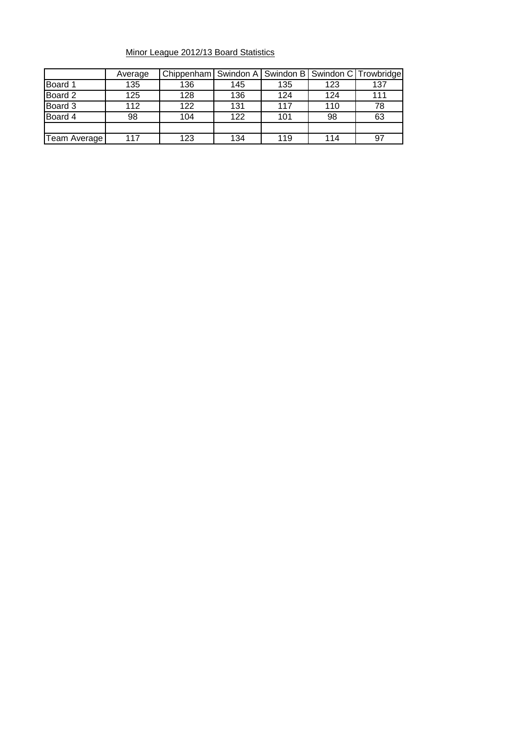Minor League 2012/13 Board Statistics

| | Average | Chippenham | Swindon A | Swindon B | Swindon C | Trowbridge |
|---|---|---|---|---|---|---|
| Board 1 | 135 | 136 | 145 | 135 | 123 | 137 |
| Board 2 | 125 | 128 | 136 | 124 | 124 | 111 |
| Board 3 | 112 | 122 | 131 | 117 | 110 | 78 |
| Board 4 | 98 | 104 | 122 | 101 | 98 | 63 |
| | | | | | | |
| Team Average | 117 | 123 | 134 | 119 | 114 | 97 |